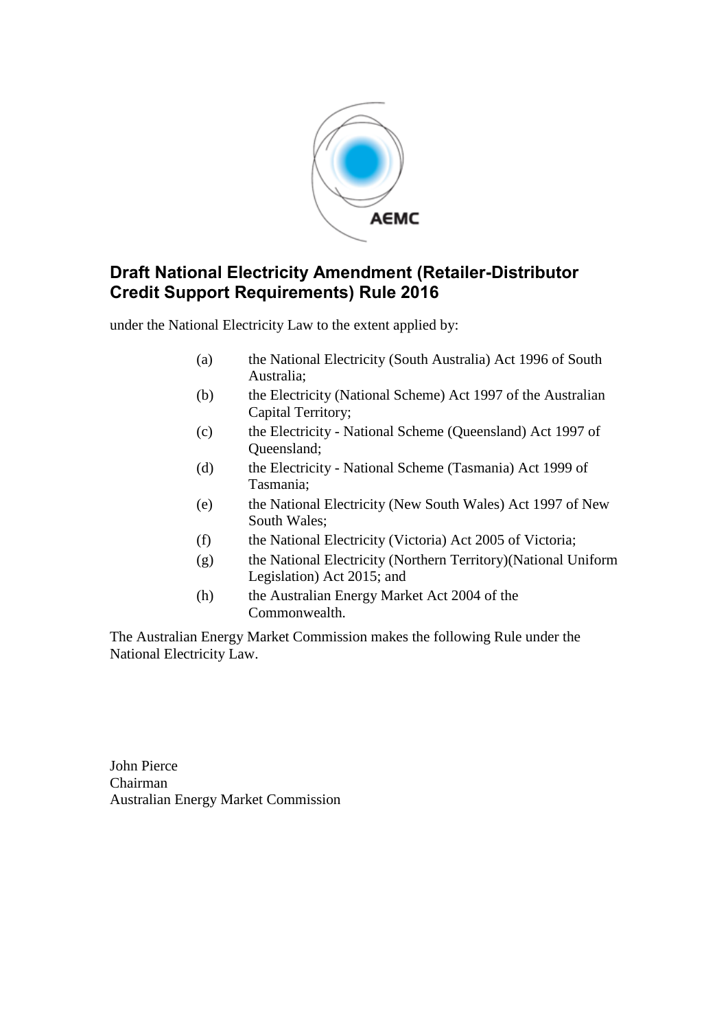# Draft National Electricity Amendment (Retailer-Distributor Credit Support Requirements) Rule 2016

under the National Electricity Law to the extent applied by:

(a) the National Electricity (South Australia) Act 1996 of South Australia;

(b) the Electricity (National Scheme) Act 1997 of the Australian Capital Territory;

(c) the Electricity - National Scheme (Queensland) Act 1997 of Queensland;

(d) the Electricity - National Scheme (Tasmania) Act 1999 of Tasmania;

(e) the National Electricity (New South Wales) Act 1997 of New South Wales;

(f) the National Electricity (Victoria) Act 2005 of Victoria;

(g) the National Electricity (Northern Territory)(National Uniform Legislation) Act 2015; and

(h) the Australian Energy Market Act 2004 of the Commonwealth.

The Australian Energy Market Commission makes the following Rule under the National Electricity Law.

John Pierce
Chairman
Australian Energy Market Commission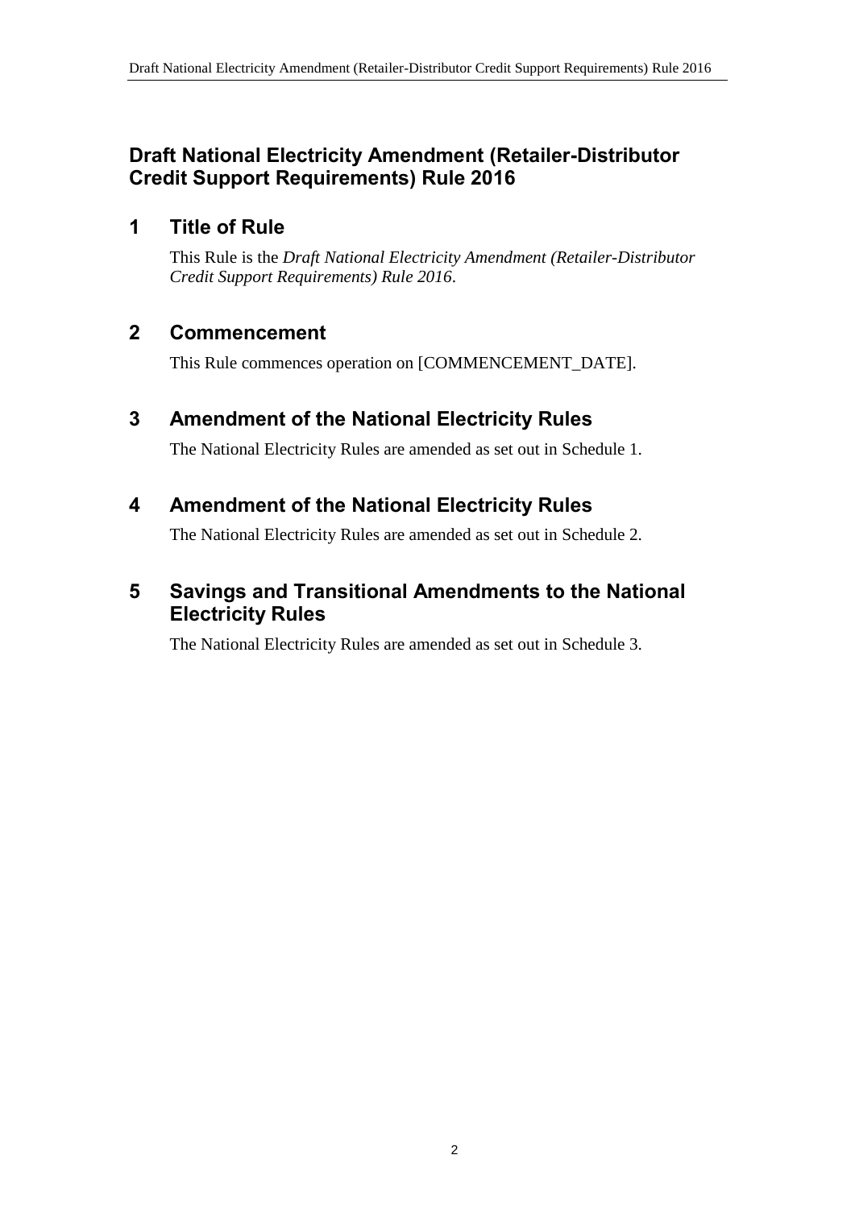# Draft National Electricity Amendment (Retailer-Distributor Credit Support Requirements) Rule 2016

## 1 Title of Rule

This Rule is the *Draft National Electricity Amendment (Retailer-Distributor Credit Support Requirements) Rule 2016*.

## 2 Commencement

This Rule commences operation on [COMMENCEMENT_DATE].

## 3 Amendment of the National Electricity Rules

The National Electricity Rules are amended as set out in Schedule 1.

## 4 Amendment of the National Electricity Rules

The National Electricity Rules are amended as set out in Schedule 2.

## 5 Savings and Transitional Amendments to the National Electricity Rules

The National Electricity Rules are amended as set out in Schedule 3.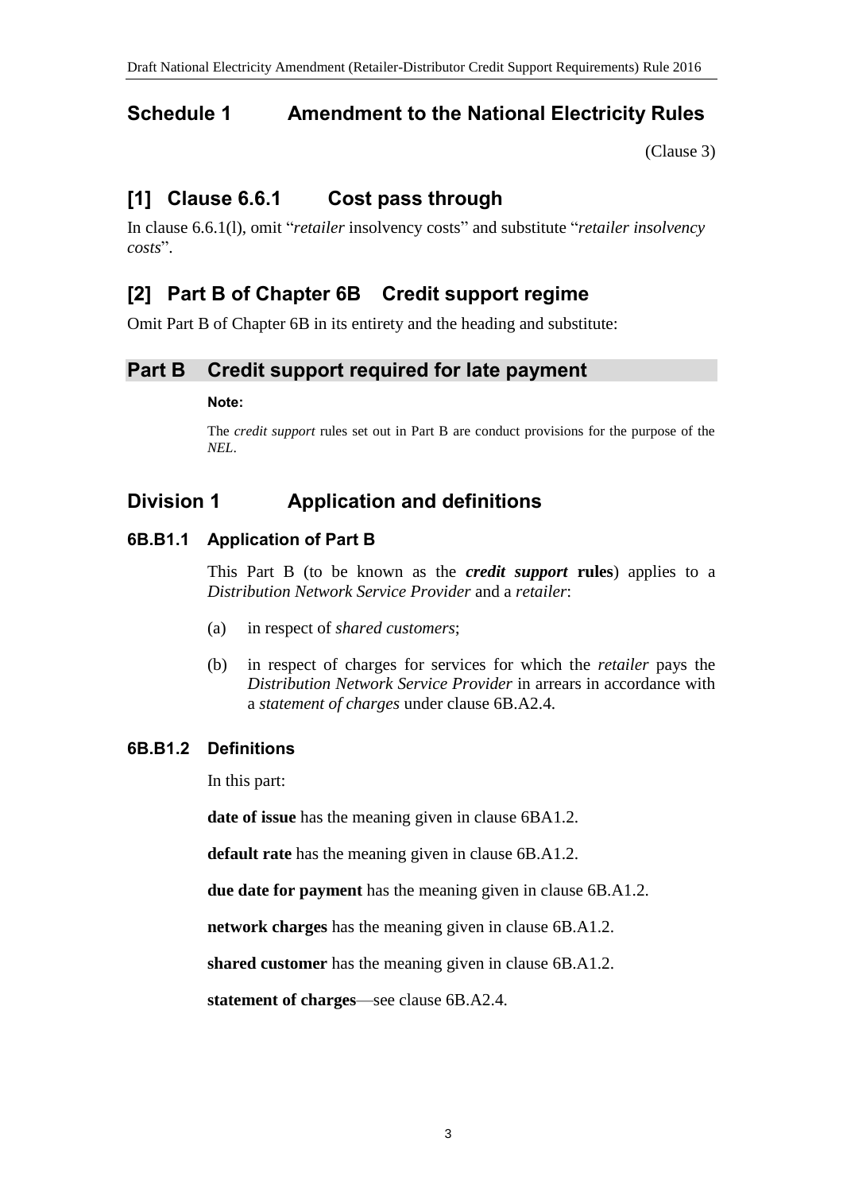## Schedule 1 Amendment to the National Electricity Rules

(Clause 3)

## [1] Clause 6.6.1 Cost pass through

In clause 6.6.1(l), omit "*retailer* insolvency costs" and substitute "*retailer insolvency costs*".

## [2] Part B of Chapter 6B Credit support regime

Omit Part B of Chapter 6B in its entirety and the heading and substitute:

## Part B Credit support required for late payment

**Note:**

The *credit support* rules set out in Part B are conduct provisions for the purpose of the *NEL*.

## Division 1 Application and definitions

### 6B.B1.1 Application of Part B

This Part B (to be known as the ***credit support*** **rules**) applies to a *Distribution Network Service Provider* and a *retailer*:

(a) in respect of *shared customers*;

(b) in respect of charges for services for which the *retailer* pays the *Distribution Network Service Provider* in arrears in accordance with a *statement of charges* under clause 6B.A2.4.

### 6B.B1.2 Definitions

In this part:

**date of issue** has the meaning given in clause 6BA1.2.

**default rate** has the meaning given in clause 6B.A1.2.

**due date for payment** has the meaning given in clause 6B.A1.2.

**network charges** has the meaning given in clause 6B.A1.2.

**shared customer** has the meaning given in clause 6B.A1.2.

**statement of charges**—see clause 6B.A2.4.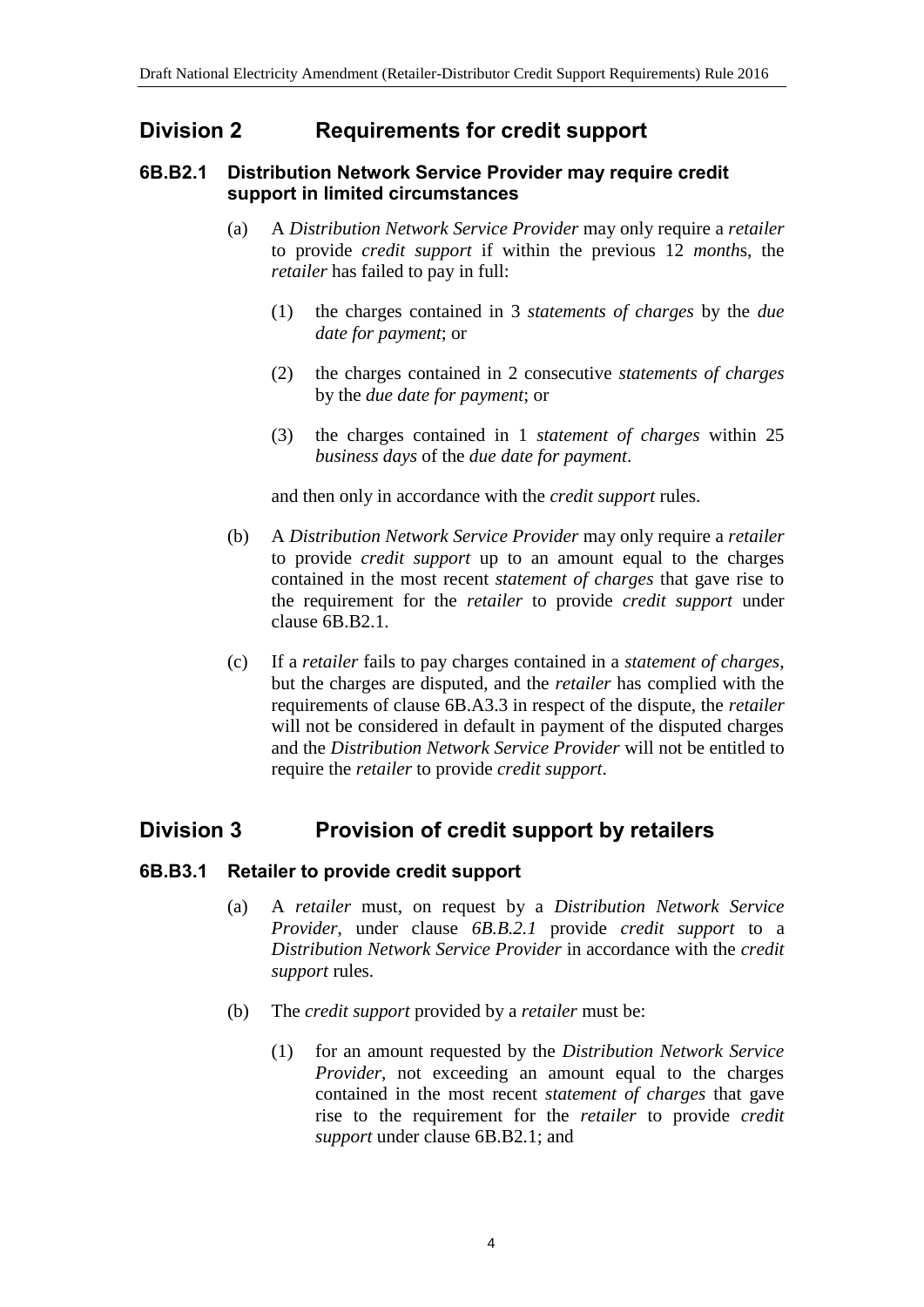## Division 2 Requirements for credit support

### 6B.B2.1 Distribution Network Service Provider may require credit support in limited circumstances

(a) A *Distribution Network Service Provider* may only require a *retailer* to provide *credit support* if within the previous 12 *month*s, the *retailer* has failed to pay in full:

(1) the charges contained in 3 *statements of charges* by the *due date for payment*; or

(2) the charges contained in 2 consecutive *statements of charges* by the *due date for payment*; or

(3) the charges contained in 1 *statement of charges* within 25 *business days* of the *due date for payment*.

and then only in accordance with the *credit support* rules.

(b) A *Distribution Network Service Provider* may only require a *retailer* to provide *credit support* up to an amount equal to the charges contained in the most recent *statement of charges* that gave rise to the requirement for the *retailer* to provide *credit support* under clause 6B.B2.1.

(c) If a *retailer* fails to pay charges contained in a *statement of charges*, but the charges are disputed, and the *retailer* has complied with the requirements of clause 6B.A3.3 in respect of the dispute, the *retailer* will not be considered in default in payment of the disputed charges and the *Distribution Network Service Provider* will not be entitled to require the *retailer* to provide *credit support*.

## Division 3 Provision of credit support by retailers

### 6B.B3.1 Retailer to provide credit support

(a) A *retailer* must, on request by a *Distribution Network Service Provider*, under clause *6B.B.2.1* provide *credit support* to a *Distribution Network Service Provider* in accordance with the *credit support* rules.

(b) The *credit support* provided by a *retailer* must be:

(1) for an amount requested by the *Distribution Network Service Provider*, not exceeding an amount equal to the charges contained in the most recent *statement of charges* that gave rise to the requirement for the *retailer* to provide *credit support* under clause 6B.B2.1; and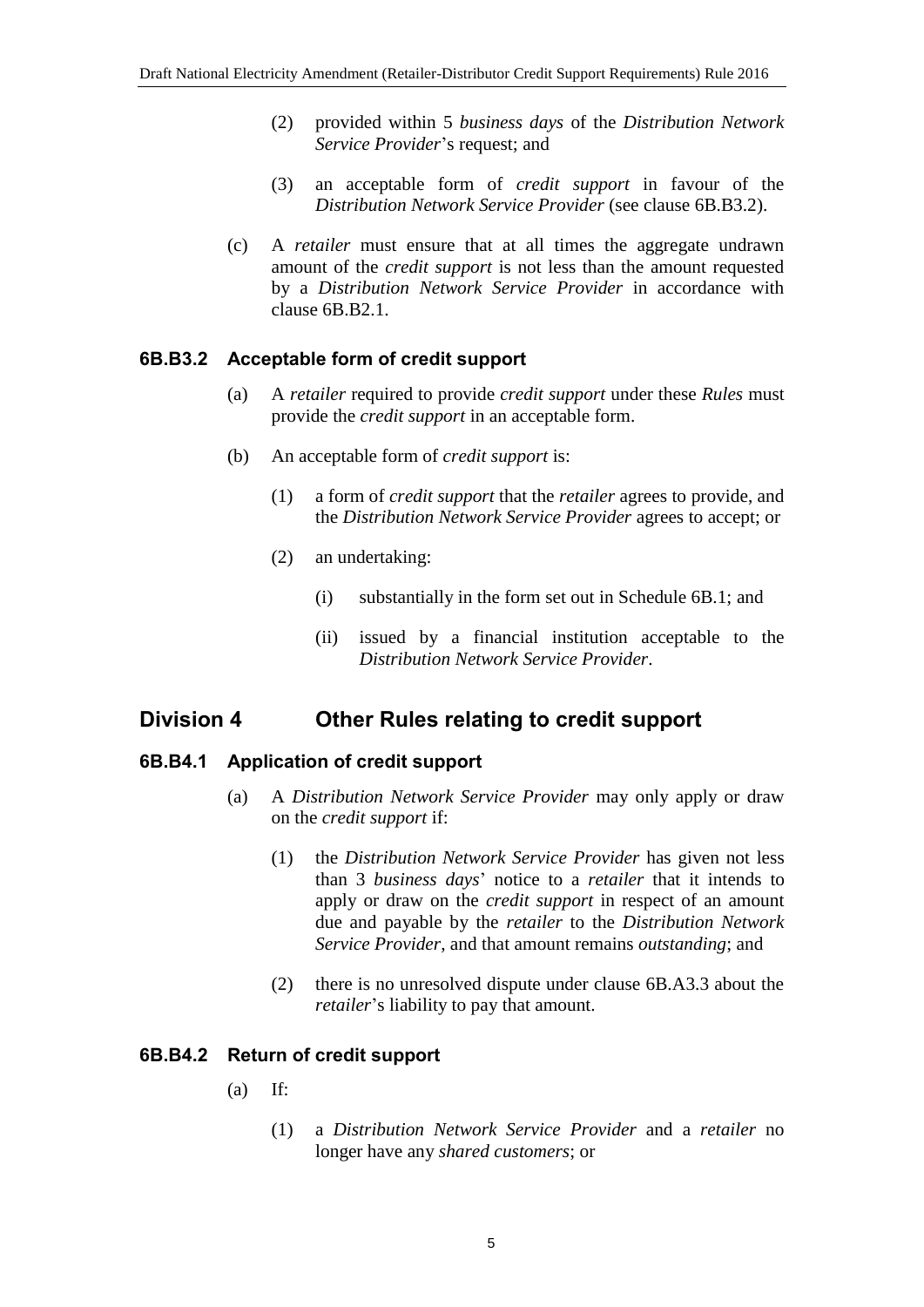(2) provided within 5 *business days* of the *Distribution Network Service Provider*'s request; and

(3) an acceptable form of *credit support* in favour of the *Distribution Network Service Provider* (see clause 6B.B3.2).

(c) A *retailer* must ensure that at all times the aggregate undrawn amount of the *credit support* is not less than the amount requested by a *Distribution Network Service Provider* in accordance with clause 6B.B2.1.

### 6B.B3.2 Acceptable form of credit support

(a) A *retailer* required to provide *credit support* under these *Rules* must provide the *credit support* in an acceptable form.

(b) An acceptable form of *credit support* is:

(1) a form of *credit support* that the *retailer* agrees to provide, and the *Distribution Network Service Provider* agrees to accept; or

(2) an undertaking:

(i) substantially in the form set out in Schedule 6B.1; and

(ii) issued by a financial institution acceptable to the *Distribution Network Service Provider*.

## Division 4 Other Rules relating to credit support

### 6B.B4.1 Application of credit support

(a) A *Distribution Network Service Provider* may only apply or draw on the *credit support* if:

(1) the *Distribution Network Service Provider* has given not less than 3 *business days*' notice to a *retailer* that it intends to apply or draw on the *credit support* in respect of an amount due and payable by the *retailer* to the *Distribution Network Service Provider*, and that amount remains *outstanding*; and

(2) there is no unresolved dispute under clause 6B.A3.3 about the *retailer*'s liability to pay that amount.

### 6B.B4.2 Return of credit support

(a) If:

(1) a *Distribution Network Service Provider* and a *retailer* no longer have any *shared customers*; or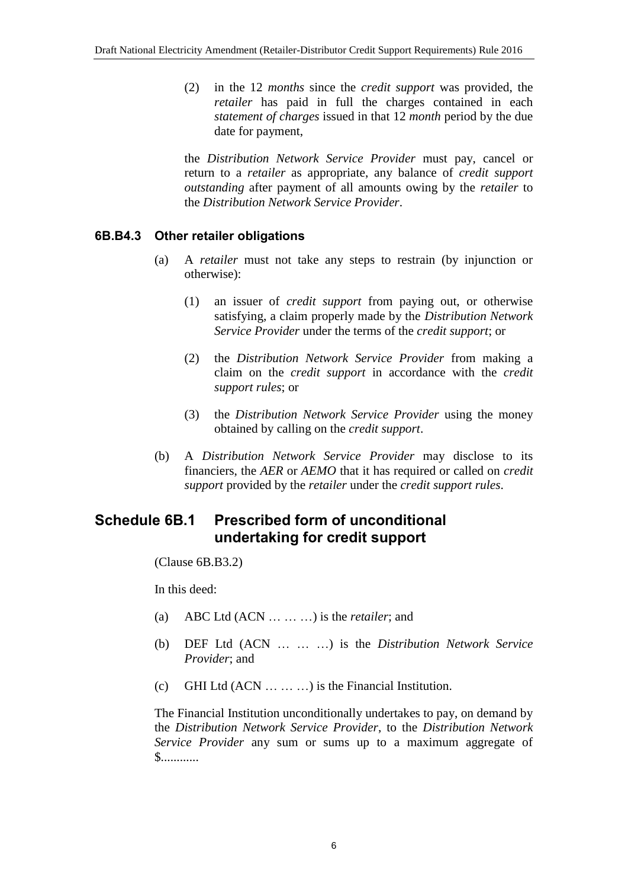(2) in the 12 *months* since the *credit support* was provided, the *retailer* has paid in full the charges contained in each *statement of charges* issued in that 12 *month* period by the due date for payment,

the *Distribution Network Service Provider* must pay, cancel or return to a *retailer* as appropriate, any balance of *credit support outstanding* after payment of all amounts owing by the *retailer* to the *Distribution Network Service Provider*.

### 6B.B4.3 Other retailer obligations

(a) A *retailer* must not take any steps to restrain (by injunction or otherwise):

(1) an issuer of *credit support* from paying out, or otherwise satisfying, a claim properly made by the *Distribution Network Service Provider* under the terms of the *credit support*; or

(2) the *Distribution Network Service Provider* from making a claim on the *credit support* in accordance with the *credit support rules*; or

(3) the *Distribution Network Service Provider* using the money obtained by calling on the *credit support*.

(b) A *Distribution Network Service Provider* may disclose to its financiers, the *AER* or *AEMO* that it has required or called on *credit support* provided by the *retailer* under the *credit support rules*.

## Schedule 6B.1 Prescribed form of unconditional undertaking for credit support

(Clause 6B.B3.2)

In this deed:

(a) ABC Ltd (ACN … … …) is the *retailer*; and

(b) DEF Ltd (ACN … … …) is the *Distribution Network Service Provider*; and

(c) GHI Ltd (ACN … … …) is the Financial Institution.

The Financial Institution unconditionally undertakes to pay, on demand by the *Distribution Network Service Provider*, to the *Distribution Network Service Provider* any sum or sums up to a maximum aggregate of $............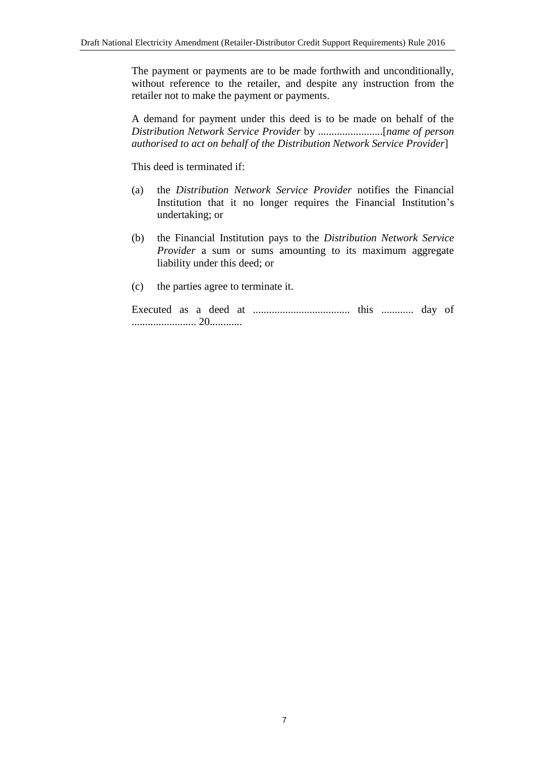The payment or payments are to be made forthwith and unconditionally, without reference to the retailer, and despite any instruction from the retailer not to make the payment or payments.

A demand for payment under this deed is to be made on behalf of the *Distribution Network Service Provider* by ........................[*name of person authorised to act on behalf of the Distribution Network Service Provider*]

This deed is terminated if:

(a) the *Distribution Network Service Provider* notifies the Financial Institution that it no longer requires the Financial Institution's undertaking; or

(b) the Financial Institution pays to the *Distribution Network Service Provider* a sum or sums amounting to its maximum aggregate liability under this deed; or

(c) the parties agree to terminate it.

Executed as a deed at .................................... this ............ day of ........................ 20............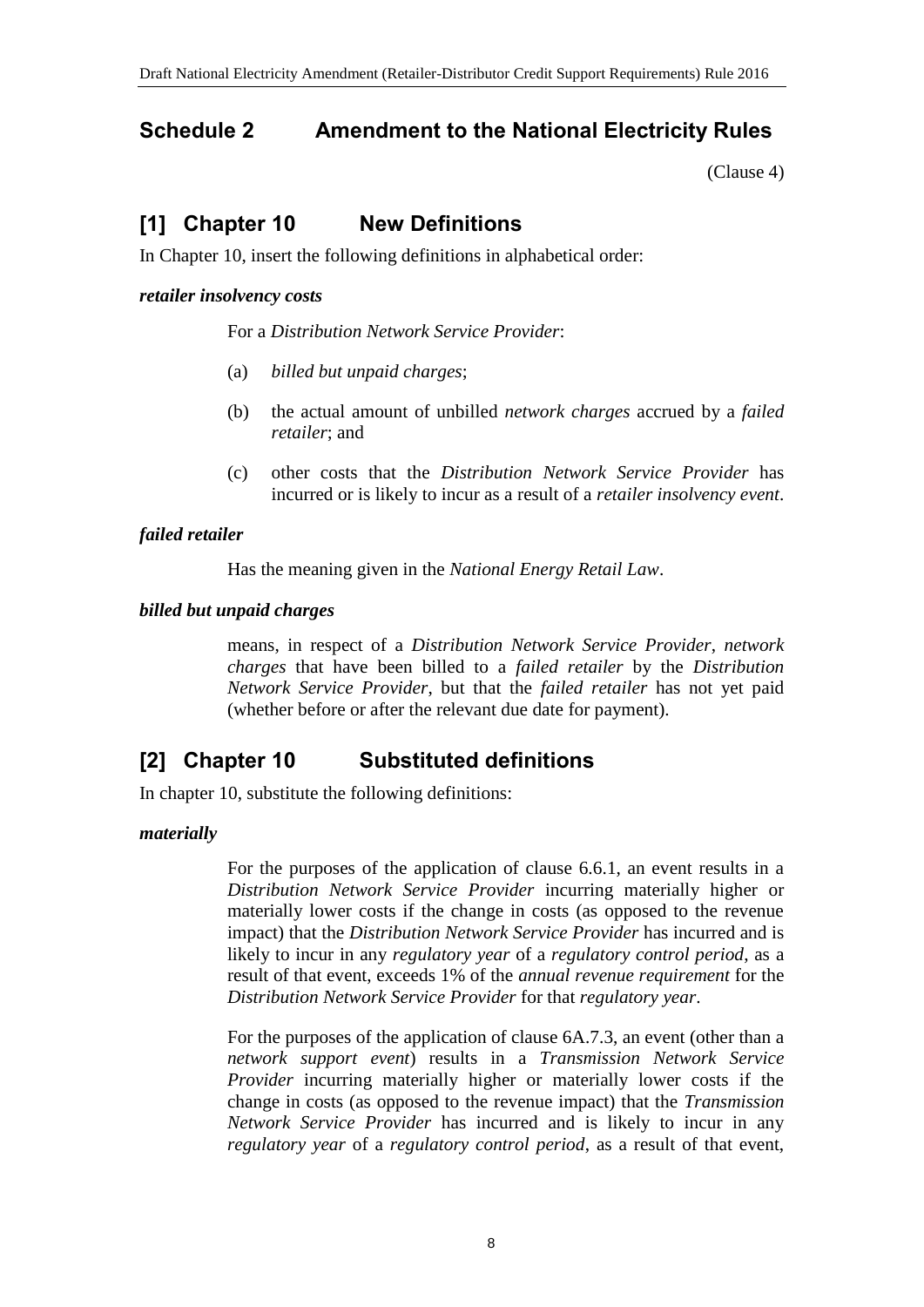## Schedule 2 Amendment to the National Electricity Rules

(Clause 4)

## [1] Chapter 10 New Definitions

In Chapter 10, insert the following definitions in alphabetical order:

***retailer insolvency costs***

For a *Distribution Network Service Provider*:

(a) *billed but unpaid charges*;

(b) the actual amount of unbilled *network charges* accrued by a *failed retailer*; and

(c) other costs that the *Distribution Network Service Provider* has incurred or is likely to incur as a result of a *retailer insolvency event*.

***failed retailer***

Has the meaning given in the *National Energy Retail Law*.

***billed but unpaid charges***

means, in respect of a *Distribution Network Service Provider*, *network charges* that have been billed to a *failed retailer* by the *Distribution Network Service Provider*, but that the *failed retailer* has not yet paid (whether before or after the relevant due date for payment).

## [2] Chapter 10 Substituted definitions

In chapter 10, substitute the following definitions:

***materially***

For the purposes of the application of clause 6.6.1, an event results in a *Distribution Network Service Provider* incurring materially higher or materially lower costs if the change in costs (as opposed to the revenue impact) that the *Distribution Network Service Provider* has incurred and is likely to incur in any *regulatory year* of a *regulatory control period*, as a result of that event, exceeds 1% of the *annual revenue requirement* for the *Distribution Network Service Provider* for that *regulatory year*.

For the purposes of the application of clause 6A.7.3, an event (other than a *network support event*) results in a *Transmission Network Service Provider* incurring materially higher or materially lower costs if the change in costs (as opposed to the revenue impact) that the *Transmission Network Service Provider* has incurred and is likely to incur in any *regulatory year* of a *regulatory control period*, as a result of that event,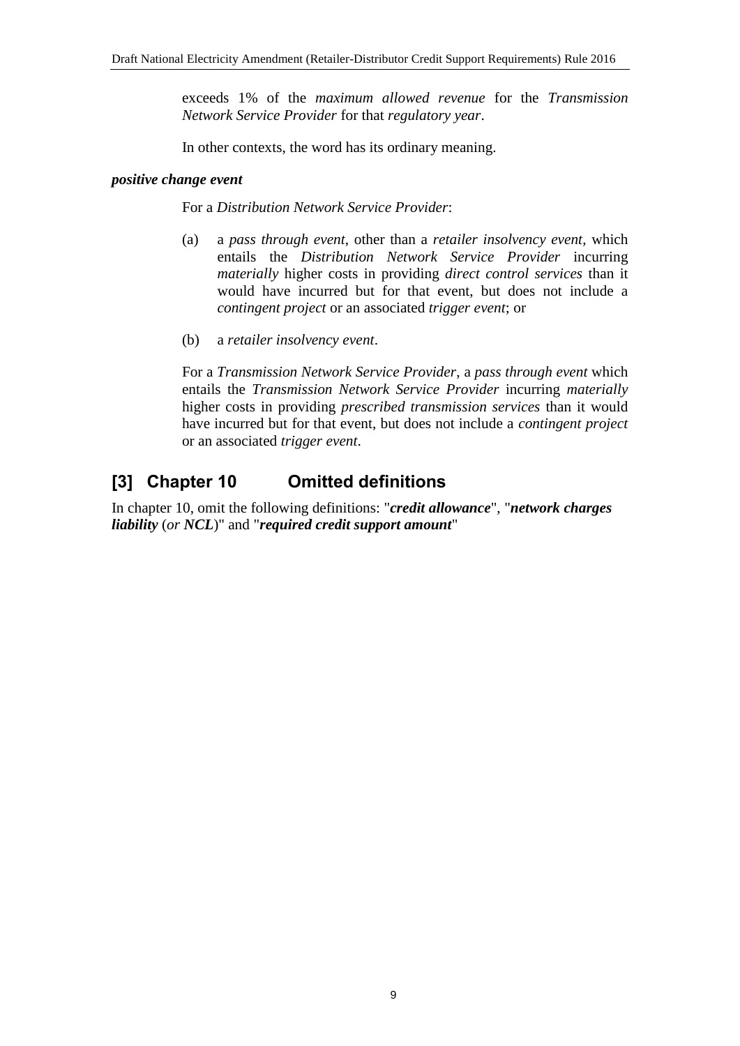exceeds 1% of the *maximum allowed revenue* for the *Transmission Network Service Provider* for that *regulatory year*.

In other contexts, the word has its ordinary meaning.

***positive change event***

For a *Distribution Network Service Provider*:

(a) a *pass through event*, other than a *retailer insolvency event*, which entails the *Distribution Network Service Provider* incurring *materially* higher costs in providing *direct control services* than it would have incurred but for that event, but does not include a *contingent project* or an associated *trigger event*; or

(b) a *retailer insolvency event*.

For a *Transmission Network Service Provider*, a *pass through event* which entails the *Transmission Network Service Provider* incurring *materially* higher costs in providing *prescribed transmission services* than it would have incurred but for that event, but does not include a *contingent project* or an associated *trigger event*.

## [3] Chapter 10 Omitted definitions

In chapter 10, omit the following definitions: "***credit allowance***", "***network charges liability*** (*or* ***NCL***)" and "***required credit support amount***"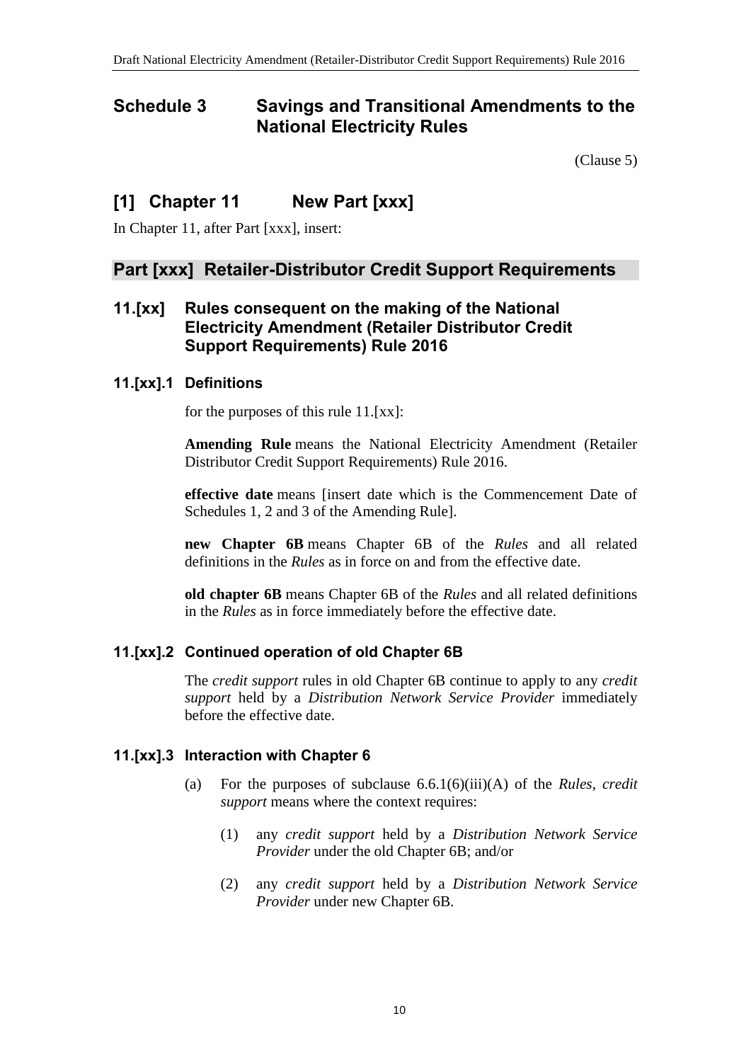# Schedule 3 Savings and Transitional Amendments to the National Electricity Rules

(Clause 5)

## [1] Chapter 11 New Part [xxx]

In Chapter 11, after Part [xxx], insert:

## Part [xxx] Retailer-Distributor Credit Support Requirements

### 11.[xx] Rules consequent on the making of the National Electricity Amendment (Retailer Distributor Credit Support Requirements) Rule 2016

#### 11.[xx].1 Definitions

for the purposes of this rule 11.[xx]:

**Amending Rule** means the National Electricity Amendment (Retailer Distributor Credit Support Requirements) Rule 2016.

**effective date** means [insert date which is the Commencement Date of Schedules 1, 2 and 3 of the Amending Rule].

**new Chapter 6B** means Chapter 6B of the *Rules* and all related definitions in the *Rules* as in force on and from the effective date.

**old chapter 6B** means Chapter 6B of the *Rules* and all related definitions in the *Rules* as in force immediately before the effective date.

#### 11.[xx].2 Continued operation of old Chapter 6B

The *credit support* rules in old Chapter 6B continue to apply to any *credit support* held by a *Distribution Network Service Provider* immediately before the effective date.

#### 11.[xx].3 Interaction with Chapter 6

(a) For the purposes of subclause 6.6.1(6)(iii)(A) of the *Rules*, *credit support* means where the context requires:

(1) any *credit support* held by a *Distribution Network Service Provider* under the old Chapter 6B; and/or

(2) any *credit support* held by a *Distribution Network Service Provider* under new Chapter 6B.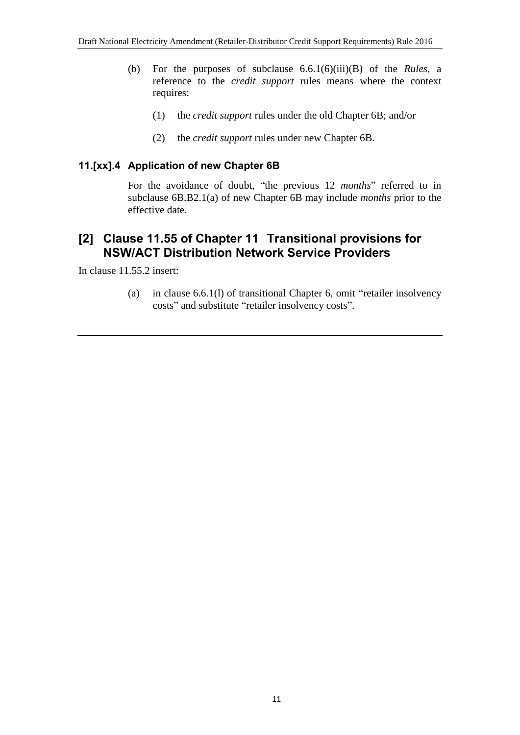(b) For the purposes of subclause 6.6.1(6)(iii)(B) of the *Rules*, a reference to the *credit support* rules means where the context requires:

(1) the *credit support* rules under the old Chapter 6B; and/or

(2) the *credit support* rules under new Chapter 6B.

### 11.[xx].4 Application of new Chapter 6B

For the avoidance of doubt, "the previous 12 *months*" referred to in subclause 6B.B2.1(a) of new Chapter 6B may include *months* prior to the effective date.

## [2] Clause 11.55 of Chapter 11 Transitional provisions for NSW/ACT Distribution Network Service Providers

In clause 11.55.2 insert:

(a) in clause 6.6.1(l) of transitional Chapter 6, omit "retailer insolvency costs" and substitute "retailer insolvency costs".